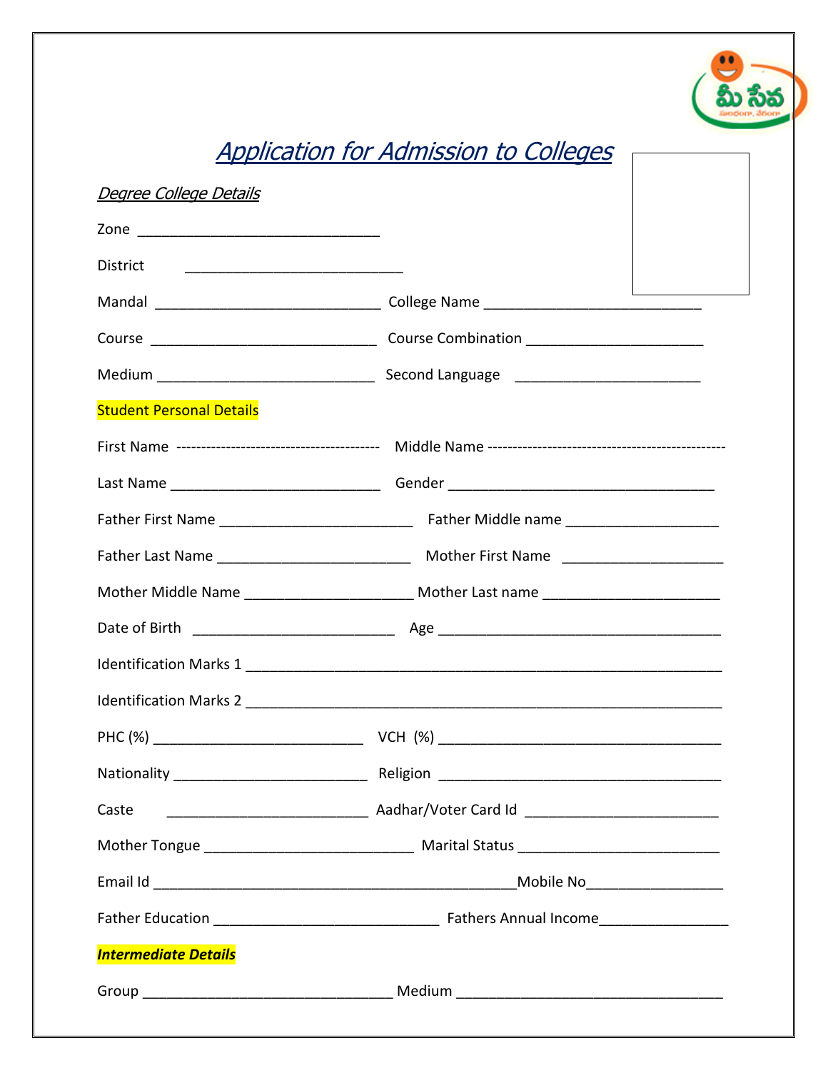# *Application for Admission to Colleges*

*Degree College Details*

Zone ______________________________

District ___________________________

Mandal ____________________________ College Name ___________________________

Course ____________________________ Course Combination ______________________

Medium ___________________________ Second Language _______________________

**Student Personal Details**

First Name ---------------------------------------- Middle Name ------------------------------------------------

Last Name __________________________ Gender __________________________________

Father First Name ________________________ Father Middle name __________________

Father Last Name ________________________ Mother First Name ____________________

Mother Middle Name _____________________ Mother Last name ______________________

Date of Birth _________________________ Age ___________________________________

Identification Marks 1 ____________________________________________________________

Identification Marks 2 ____________________________________________________________

PHC (%) __________________________ VCH (%) ____________________________________

Nationality ________________________ Religion ___________________________________

Caste _________________________ Aadhar/Voter Card Id ________________________

Mother Tongue __________________________ Marital Status _________________________

Email Id _____________________________________________Mobile No________________

Father Education ____________________________ Fathers Annual Income_______________

***Intermediate Details***

Group _______________________________ Medium _________________________________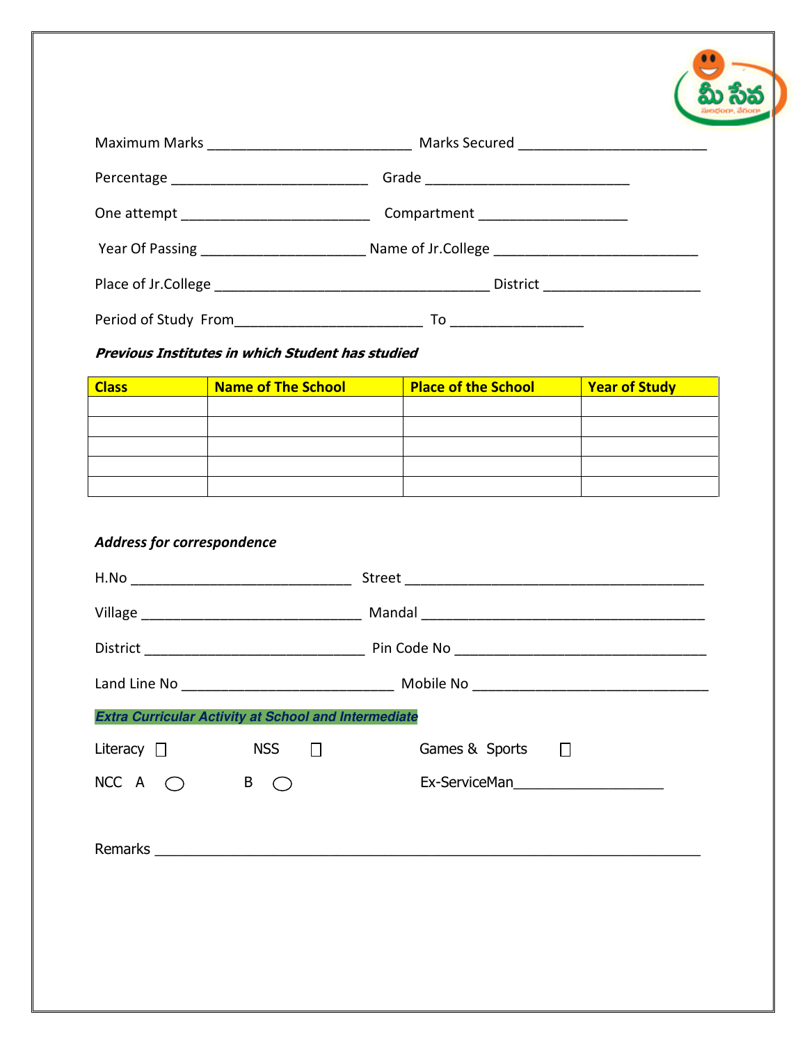Maximum Marks ___________________________ Marks Secured _________________________

Percentage __________________________ Grade ___________________________

One attempt _________________________ Compartment ___________________

Year Of Passing _____________________ Name of Jr.College ___________________________

Place of Jr.College ____________________________________ District ____________________

Period of Study From________________________ To _________________

***Previous Institutes in which Student has studied***

| Class | Name of The School | Place of the School | Year of Study |
|---|---|---|---|
| | | | |
| | | | |
| | | | |
| | | | |
| | | | |

***Address for correspondence***

H.No _____________________________ Street ________________________________________

Village _____________________________ Mandal _____________________________________

District _____________________________ Pin Code No _________________________________

Land Line No ____________________________ Mobile No _______________________________

***Extra Curricular Activity at School and Intermediate***

Literacy ☐ NSS ☐ Games & Sports ☐

NCC A ◯ B ◯ Ex-ServiceMan____________________

Remarks _________________________________________________________________________